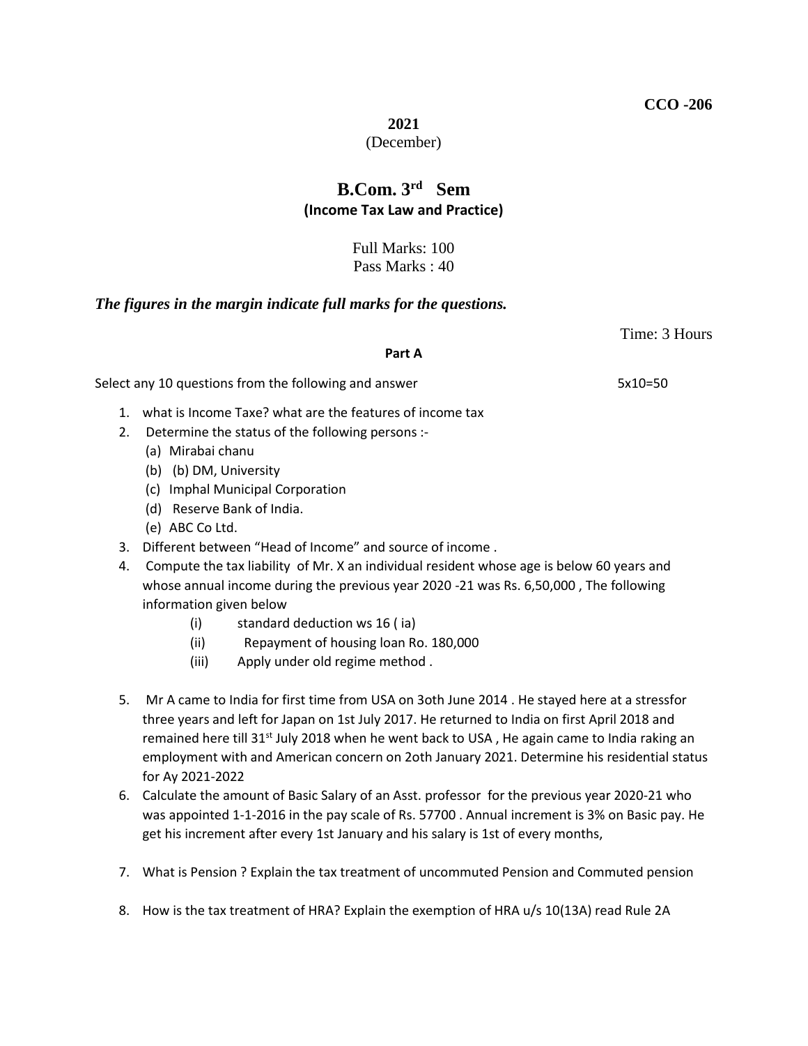**CCO -206**

**2021**

(December)

# B.Com. 3rd Sem

## (Income Tax Law and Practice)

Full Marks: 100

Pass Marks : 40

***The figures in the margin indicate full marks for the questions.***

Time: 3 Hours

### Part A

Select any 10 questions from the following and answer 5x10=50

1. what is Income Taxe? what are the features of income tax
2. Determine the status of the following persons :-
   (a) Mirabai chanu
   (b) (b) DM, University
   (c) Imphal Municipal Corporation
   (d) Reserve Bank of India.
   (e) ABC Co Ltd.
3. Different between "Head of Income" and source of income .
4. Compute the tax liability of Mr. X an individual resident whose age is below 60 years and whose annual income during the previous year 2020 -21 was Rs. 6,50,000 , The following information given below
   (i) standard deduction ws 16 ( ia)
   (ii) Repayment of housing loan Ro. 180,000
   (iii) Apply under old regime method .
5. Mr A came to India for first time from USA on 3oth June 2014 . He stayed here at a stressfor three years and left for Japan on 1st July 2017. He returned to India on first April 2018 and remained here till 31st July 2018 when he went back to USA , He again came to India raking an employment with and American concern on 2oth January 2021. Determine his residential status for Ay 2021-2022
6. Calculate the amount of Basic Salary of an Asst. professor for the previous year 2020-21 who was appointed 1-1-2016 in the pay scale of Rs. 57700 . Annual increment is 3% on Basic pay. He get his increment after every 1st January and his salary is 1st of every months,
7. What is Pension ? Explain the tax treatment of uncommuted Pension and Commuted pension
8. How is the tax treatment of HRA? Explain the exemption of HRA u/s 10(13A) read Rule 2A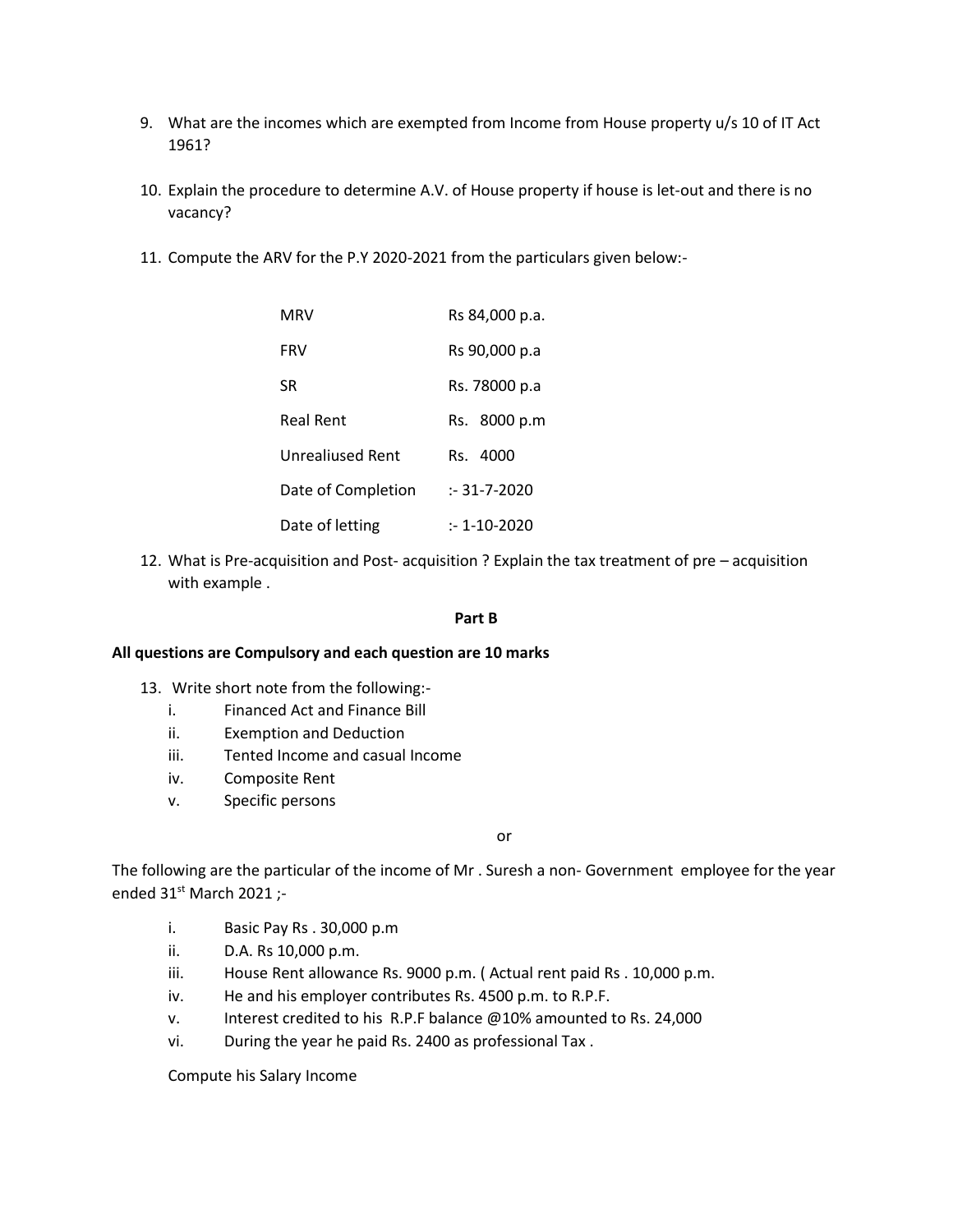9. What are the incomes which are exempted from Income from House property u/s 10 of IT Act 1961?

10. Explain the procedure to determine A.V. of House property if house is let-out and there is no vacancy?

11. Compute the ARV for the P.Y 2020-2021 from the particulars given below:-

| | |
|---|---|
| MRV | Rs 84,000 p.a. |
| FRV | Rs 90,000 p.a |
| SR | Rs. 78000 p.a |
| Real Rent | Rs. 8000 p.m |
| Unrealiused Rent | Rs. 4000 |
| Date of Completion | :- 31-7-2020 |
| Date of letting | :- 1-10-2020 |

12. What is Pre-acquisition and Post- acquisition ? Explain the tax treatment of pre – acquisition with example .

**Part B**

**All questions are Compulsory and each question are 10 marks**

13. Write short note from the following:-
    i. Financed Act and Finance Bill
    ii. Exemption and Deduction
    iii. Tented Income and casual Income
    iv. Composite Rent
    v. Specific persons

or

The following are the particular of the income of Mr . Suresh a non- Government employee for the year ended 31st March 2021 ;-

i. Basic Pay Rs . 30,000 p.m
ii. D.A. Rs 10,000 p.m.
iii. House Rent allowance Rs. 9000 p.m. ( Actual rent paid Rs . 10,000 p.m.
iv. He and his employer contributes Rs. 4500 p.m. to R.P.F.
v. Interest credited to his R.P.F balance @10% amounted to Rs. 24,000
vi. During the year he paid Rs. 2400 as professional Tax .

Compute his Salary Income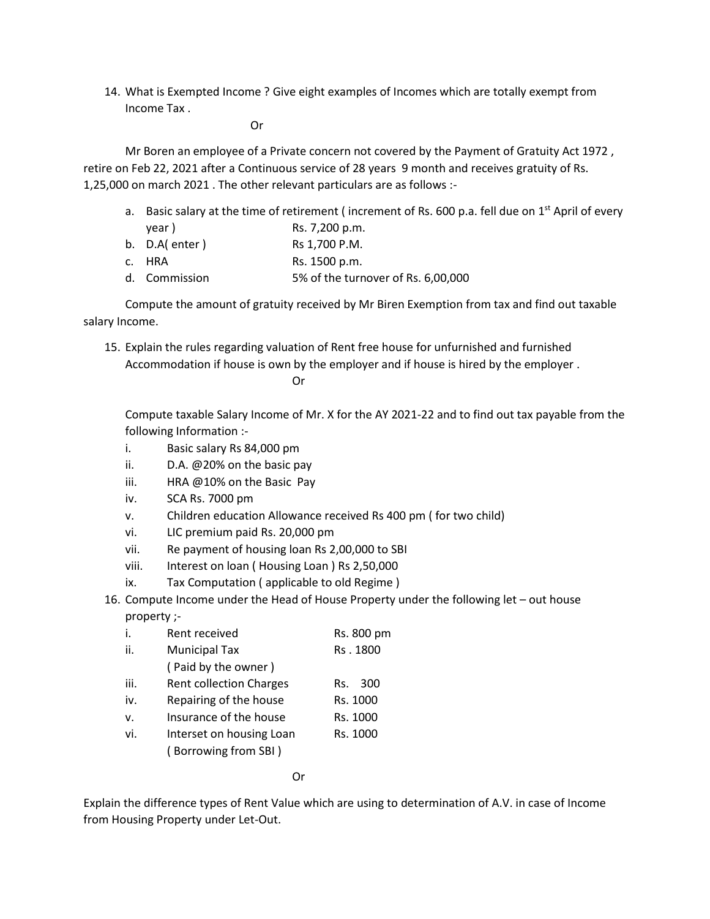14. What is Exempted Income ? Give eight examples of Incomes which are totally exempt from Income Tax .

Or

Mr Boren an employee of a Private concern not covered by the Payment of Gratuity Act 1972 , retire on Feb 22, 2021 after a Continuous service of 28 years 9 month and receives gratuity of Rs. 1,25,000 on march 2021 . The other relevant particulars are as follows :-

a. Basic salary at the time of retirement ( increment of Rs. 600 p.a. fell due on 1st April of every year ) Rs. 7,200 p.m.
b. D.A( enter ) Rs 1,700 P.M.
c. HRA Rs. 1500 p.m.
d. Commission 5% of the turnover of Rs. 6,00,000

Compute the amount of gratuity received by Mr Biren Exemption from tax and find out taxable salary Income.

15. Explain the rules regarding valuation of Rent free house for unfurnished and furnished Accommodation if house is own by the employer and if house is hired by the employer .

Or

Compute taxable Salary Income of Mr. X for the AY 2021-22 and to find out tax payable from the following Information :-

i. Basic salary Rs 84,000 pm
ii. D.A. @20% on the basic pay
iii. HRA @10% on the Basic Pay
iv. SCA Rs. 7000 pm
v. Children education Allowance received Rs 400 pm ( for two child)
vi. LIC premium paid Rs. 20,000 pm
vii. Re payment of housing loan Rs 2,00,000 to SBI
viii. Interest on loan ( Housing Loan ) Rs 2,50,000
ix. Tax Computation ( applicable to old Regime )

16. Compute Income under the Head of House Property under the following let – out house property ;-

i. Rent received Rs. 800 pm
ii. Municipal Tax ( Paid by the owner ) Rs . 1800
iii. Rent collection Charges Rs. 300
iv. Repairing of the house Rs. 1000
v. Insurance of the house Rs. 1000
vi. Interset on housing Loan ( Borrowing from SBI ) Rs. 1000

Or

Explain the difference types of Rent Value which are using to determination of A.V. in case of Income from Housing Property under Let-Out.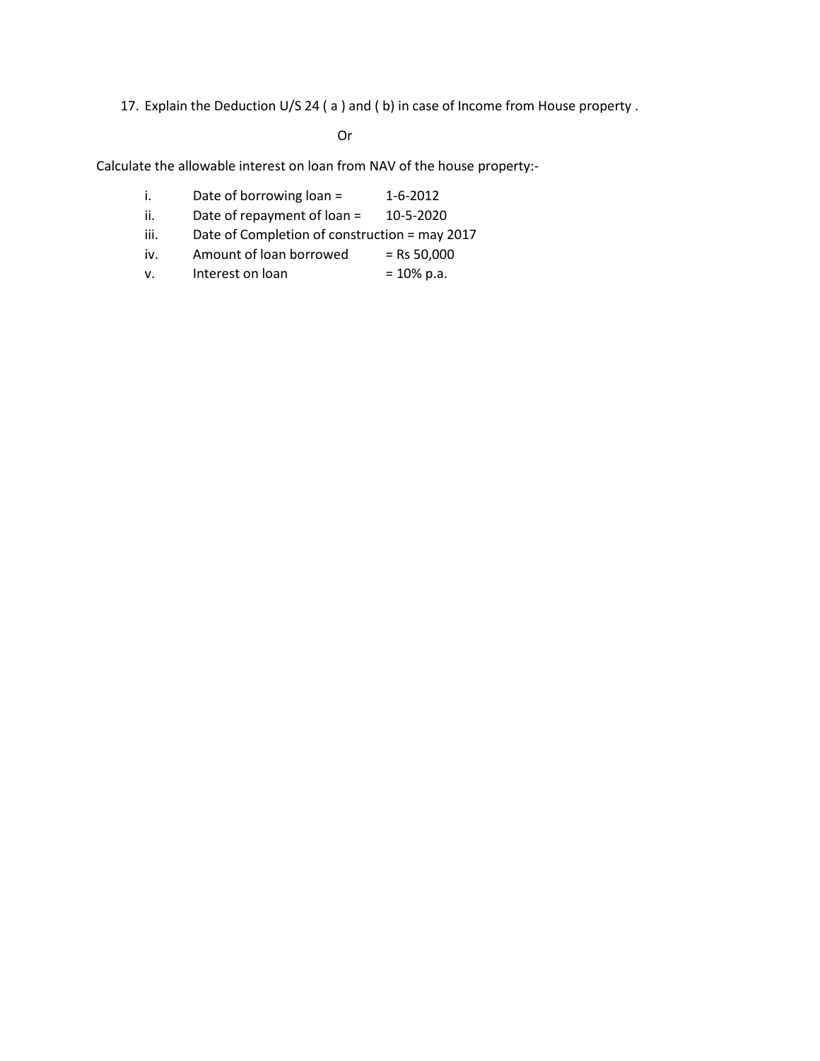17. Explain the Deduction U/S 24 ( a ) and ( b) in case of Income from House property .

Or

Calculate the allowable interest on loan from NAV of the house property:-

i. Date of borrowing loan = 1-6-2012
ii. Date of repayment of loan = 10-5-2020
iii. Date of Completion of construction = may 2017
iv. Amount of loan borrowed = Rs 50,000
v. Interest on loan = 10% p.a.